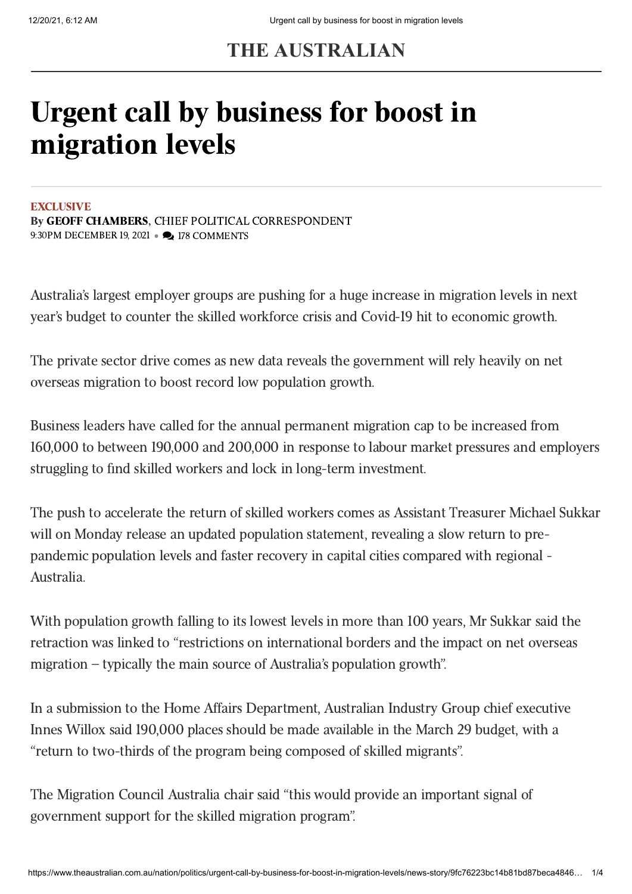THE AUSTRALIAN

# Urgent call by business for boost in migration levels

EXCLUSIVE

By **GEOFF CHAMBERS**, CHIEF POLITICAL CORRESPONDENT

9:30PM DECEMBER 19, 2021 • 178 COMMENTS

Australia's largest employer groups are pushing for a huge increase in migration levels in next year's budget to counter the skilled workforce crisis and Covid-19 hit to economic growth.

The private sector drive comes as new data reveals the government will rely heavily on net overseas migration to boost record low population growth.

Business leaders have called for the annual permanent migration cap to be increased from 160,000 to between 190,000 and 200,000 in response to labour market pressures and employers struggling to find skilled workers and lock in long-term investment.

The push to accelerate the return of skilled workers comes as Assistant Treasurer Michael Sukkar will on Monday release an updated population statement, revealing a slow return to pre-pandemic population levels and faster recovery in capital cities compared with regional - Australia.

With population growth falling to its lowest levels in more than 100 years, Mr Sukkar said the retraction was linked to "restrictions on international borders and the impact on net overseas migration – typically the main source of Australia's population growth".

In a submission to the Home Affairs Department, Australian Industry Group chief executive Innes Willox said 190,000 places should be made available in the March 29 budget, with a "return to two-thirds of the program being composed of skilled migrants".

The Migration Council Australia chair said "this would provide an important signal of government support for the skilled migration program".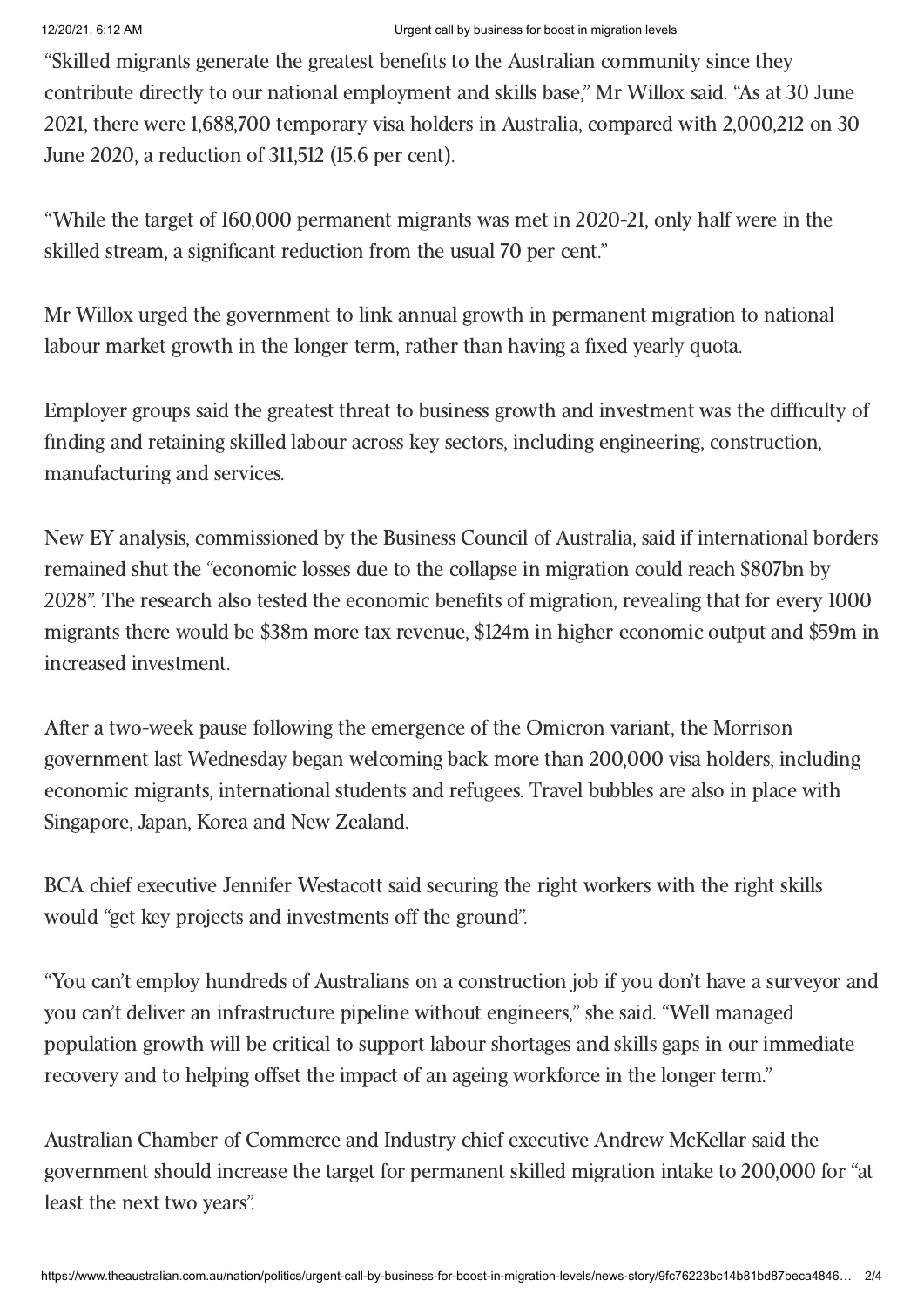"Skilled migrants generate the greatest benefits to the Australian community since they contribute directly to our national employment and skills base," Mr Willox said. "As at 30 June 2021, there were 1,688,700 temporary visa holders in Australia, compared with 2,000,212 on 30 June 2020, a reduction of 311,512 (15.6 per cent).

"While the target of 160,000 permanent migrants was met in 2020-21, only half were in the skilled stream, a significant reduction from the usual 70 per cent."

Mr Willox urged the government to link annual growth in permanent migration to national labour market growth in the longer term, rather than having a fixed yearly quota.

Employer groups said the greatest threat to business growth and investment was the difficulty of finding and retaining skilled labour across key sectors, including engineering, construction, manufacturing and services.

New EY analysis, commissioned by the Business Council of Australia, said if international borders remained shut the "economic losses due to the collapse in migration could reach $807bn by 2028". The research also tested the economic benefits of migration, revealing that for every 1000 migrants there would be $38m more tax revenue, $124m in higher economic output and $59m in increased investment.

After a two-week pause following the emergence of the Omicron variant, the Morrison government last Wednesday began welcoming back more than 200,000 visa holders, including economic migrants, international students and refugees. Travel bubbles are also in place with Singapore, Japan, Korea and New Zealand.

BCA chief executive Jennifer Westacott said securing the right workers with the right skills would "get key projects and investments off the ground".

"You can't employ hundreds of Australians on a construction job if you don't have a surveyor and you can't deliver an infrastructure pipeline without engineers," she said. "Well managed population growth will be critical to support labour shortages and skills gaps in our immediate recovery and to helping offset the impact of an ageing workforce in the longer term."

Australian Chamber of Commerce and Industry chief executive Andrew McKellar said the government should increase the target for permanent skilled migration intake to 200,000 for "at least the next two years".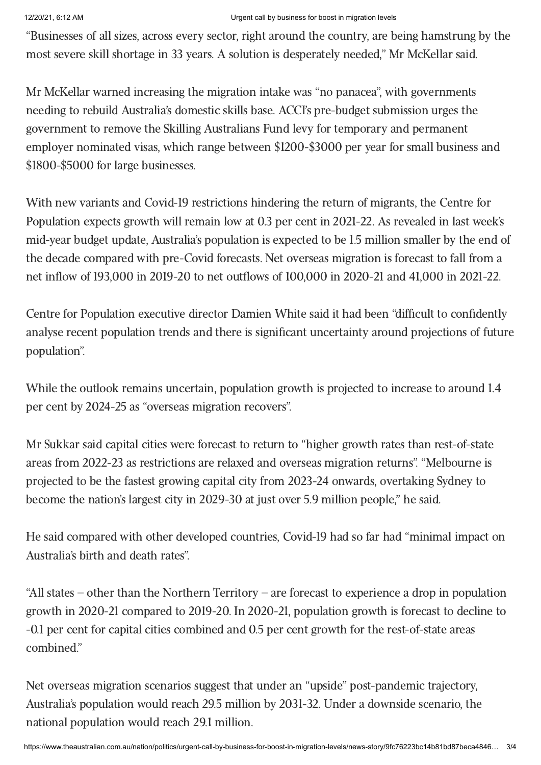"Businesses of all sizes, across every sector, right around the country, are being hamstrung by the most severe skill shortage in 33 years. A solution is desperately needed," Mr McKellar said.

Mr McKellar warned increasing the migration intake was "no panacea", with governments needing to rebuild Australia's domestic skills base. ACCI's pre-budget submission urges the government to remove the Skilling Australians Fund levy for temporary and permanent employer nominated visas, which range between $1200-$3000 per year for small business and $1800-$5000 for large businesses.

With new variants and Covid-19 restrictions hindering the return of migrants, the Centre for Population expects growth will remain low at 0.3 per cent in 2021-22. As revealed in last week's mid-year budget update, Australia's population is expected to be 1.5 million smaller by the end of the decade compared with pre-Covid forecasts. Net overseas migration is forecast to fall from a net inflow of 193,000 in 2019-20 to net outflows of 100,000 in 2020-21 and 41,000 in 2021-22.

Centre for Population executive director Damien White said it had been "difficult to confidently analyse recent population trends and there is significant uncertainty around projections of future population".

While the outlook remains uncertain, population growth is projected to increase to around 1.4 per cent by 2024-25 as "overseas migration recovers".

Mr Sukkar said capital cities were forecast to return to "higher growth rates than rest-of-state areas from 2022-23 as restrictions are relaxed and overseas migration returns". "Melbourne is projected to be the fastest growing capital city from 2023-24 onwards, overtaking Sydney to become the nation's largest city in 2029-30 at just over 5.9 million people," he said.

He said compared with other developed countries, Covid-19 had so far had "minimal impact on Australia's birth and death rates".

"All states – other than the Northern Territory – are forecast to experience a drop in population growth in 2020-21 compared to 2019-20. In 2020-21, population growth is forecast to decline to -0.1 per cent for capital cities combined and 0.5 per cent growth for the rest-of-state areas combined."

Net overseas migration scenarios suggest that under an "upside" post-pandemic trajectory, Australia's population would reach 29.5 million by 2031-32. Under a downside scenario, the national population would reach 29.1 million.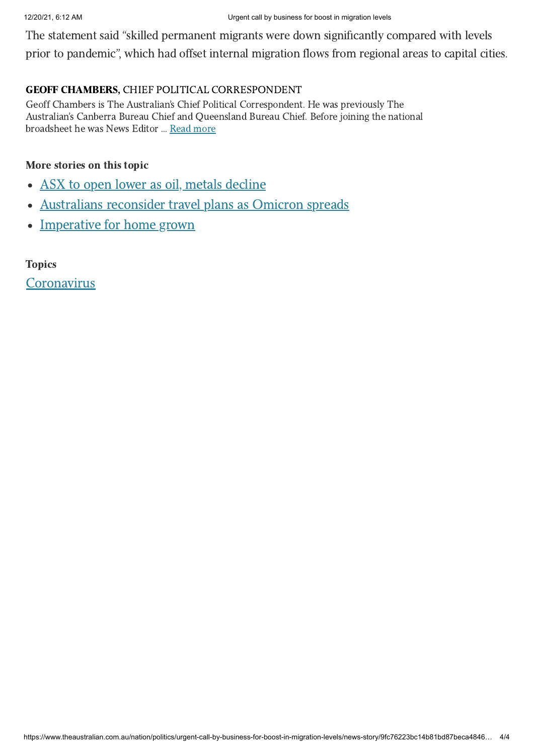The statement said "skilled permanent migrants were down significantly compared with levels prior to pandemic", which had offset internal migration flows from regional areas to capital cities.

**GEOFF CHAMBERS,** CHIEF POLITICAL CORRESPONDENT

Geoff Chambers is The Australian's Chief Political Correspondent. He was previously The Australian's Canberra Bureau Chief and Queensland Bureau Chief. Before joining the national broadsheet he was News Editor ... Read more

**More stories on this topic**

- ASX to open lower as oil, metals decline
- Australians reconsider travel plans as Omicron spreads
- Imperative for home grown

**Topics**

Coronavirus